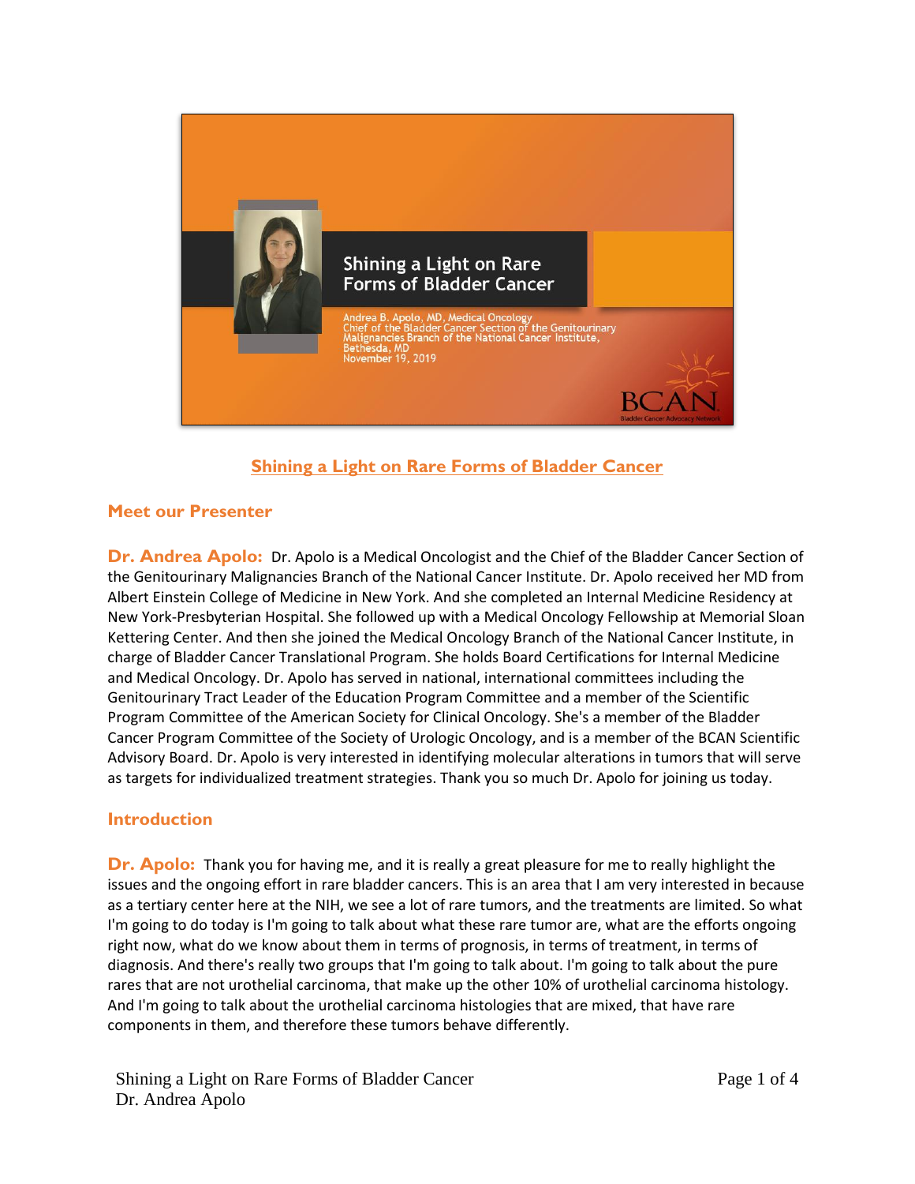# Shining a Light on Rare Forms of Bladder Cancer

## Meet our Presenter

**Dr. Andrea Apolo:** Dr. Apolo is a Medical Oncologist and the Chief of the Bladder Cancer Section of the Genitourinary Malignancies Branch of the National Cancer Institute. Dr. Apolo received her MD from Albert Einstein College of Medicine in New York. And she completed an Internal Medicine Residency at New York-Presbyterian Hospital. She followed up with a Medical Oncology Fellowship at Memorial Sloan Kettering Center. And then she joined the Medical Oncology Branch of the National Cancer Institute, in charge of Bladder Cancer Translational Program. She holds Board Certifications for Internal Medicine and Medical Oncology. Dr. Apolo has served in national, international committees including the Genitourinary Tract Leader of the Education Program Committee and a member of the Scientific Program Committee of the American Society for Clinical Oncology. She's a member of the Bladder Cancer Program Committee of the Society of Urologic Oncology, and is a member of the BCAN Scientific Advisory Board. Dr. Apolo is very interested in identifying molecular alterations in tumors that will serve as targets for individualized treatment strategies. Thank you so much Dr. Apolo for joining us today.

## Introduction

**Dr. Apolo:** Thank you for having me, and it is really a great pleasure for me to really highlight the issues and the ongoing effort in rare bladder cancers. This is an area that I am very interested in because as a tertiary center here at the NIH, we see a lot of rare tumors, and the treatments are limited. So what I'm going to do today is I'm going to talk about what these rare tumor are, what are the efforts ongoing right now, what do we know about them in terms of prognosis, in terms of treatment, in terms of diagnosis. And there's really two groups that I'm going to talk about. I'm going to talk about the pure rares that are not urothelial carcinoma, that make up the other 10% of urothelial carcinoma histology. And I'm going to talk about the urothelial carcinoma histologies that are mixed, that have rare components in them, and therefore these tumors behave differently.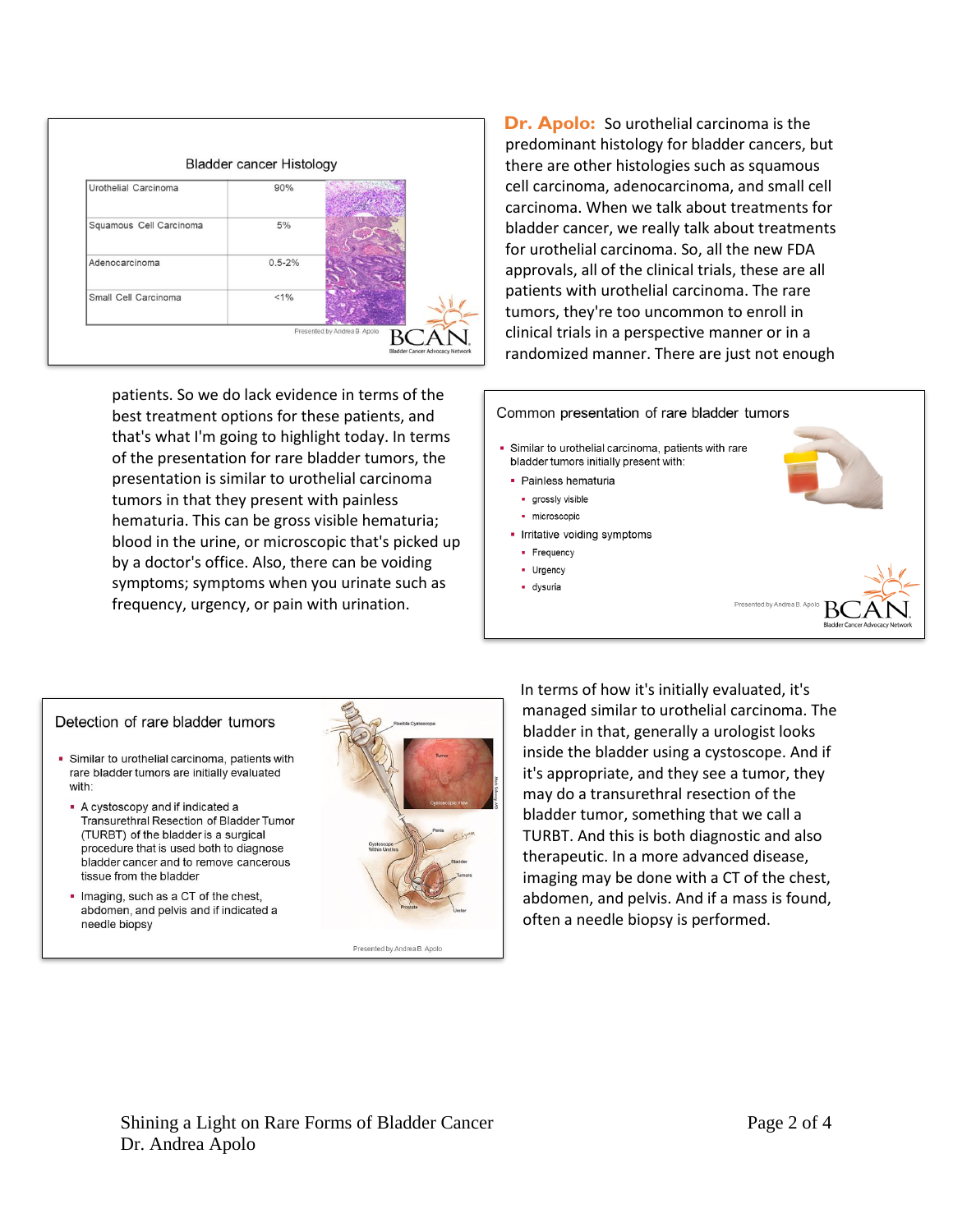**Bladder cancer Histology**

| Urothelial Carcinoma | 90% |
|---|---|
| Squamous Cell Carcinoma | 5% |
| Adenocarcinoma | 0.5-2% |
| Small Cell Carcinoma | <1% |

Presented by Andrea B. Apolo

BCAN Bladder Cancer Advocacy Network

**Dr. Apolo:** So urothelial carcinoma is the predominant histology for bladder cancers, but there are other histologies such as squamous cell carcinoma, adenocarcinoma, and small cell carcinoma. When we talk about treatments for bladder cancer, we really talk about treatments for urothelial carcinoma. So, all the new FDA approvals, all of the clinical trials, these are all patients with urothelial carcinoma. The rare tumors, they're too uncommon to enroll in clinical trials in a perspective manner or in a randomized manner. There are just not enough patients. So we do lack evidence in terms of the best treatment options for these patients, and that's what I'm going to highlight today. In terms of the presentation for rare bladder tumors, the presentation is similar to urothelial carcinoma tumors in that they present with painless hematuria. This can be gross visible hematuria; blood in the urine, or microscopic that's picked up by a doctor's office. Also, there can be voiding symptoms; symptoms when you urinate such as frequency, urgency, or pain with urination.

**Common presentation of rare bladder tumors**

- Similar to urothelial carcinoma, patients with rare bladder tumors initially present with:
  - Painless hematuria
    - grossly visible
    - microscopic
  - Irritative voiding symptoms
    - Frequency
    - Urgency
    - dysuria

Presented by Andrea B. Apolo

BCAN Bladder Cancer Advocacy Network

**Detection of rare bladder tumors**

- Similar to urothelial carcinoma, patients with rare bladder tumors are initially evaluated with:
  - A cystoscopy and if indicated a Transurethral Resection of Bladder Tumor (TURBT) of the bladder is a surgical procedure that is used both to diagnose bladder cancer and to remove cancerous tissue from the bladder
  - Imaging, such as a CT of the chest, abdomen, and pelvis and if indicated a needle biopsy

Presented by Andrea B. Apolo

In terms of how it's initially evaluated, it's managed similar to urothelial carcinoma. The bladder in that, generally a urologist looks inside the bladder using a cystoscope. And if it's appropriate, and they see a tumor, they may do a transurethral resection of the bladder tumor, something that we call a TURBT. And this is both diagnostic and also therapeutic. In a more advanced disease, imaging may be done with a CT of the chest, abdomen, and pelvis. And if a mass is found, often a needle biopsy is performed.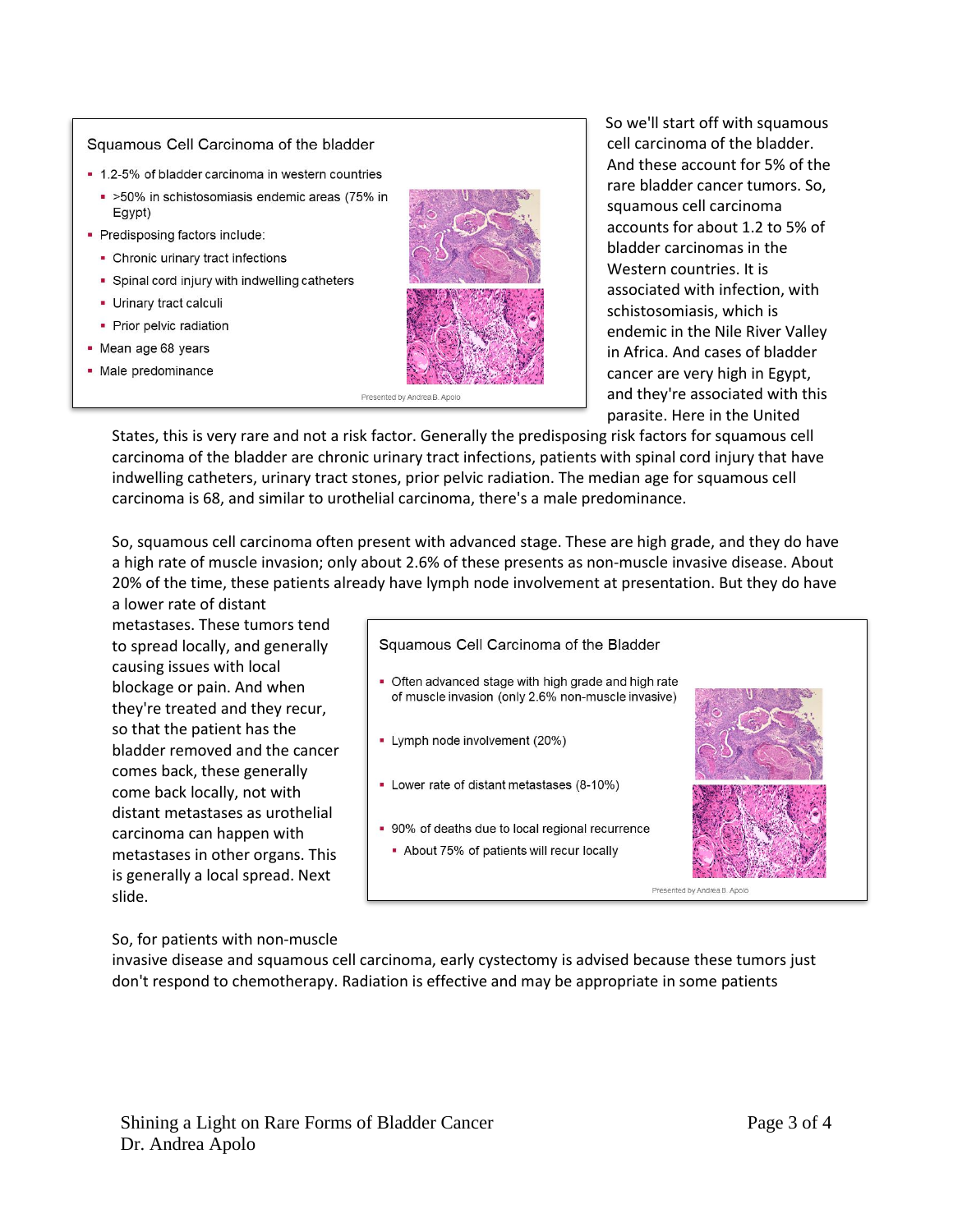Squamous Cell Carcinoma of the bladder

- 1.2-5% of bladder carcinoma in western countries
  - >50% in schistosomiasis endemic areas (75% in Egypt)
- Predisposing factors include:
  - Chronic urinary tract infections
  - Spinal cord injury with indwelling catheters
  - Urinary tract calculi
  - Prior pelvic radiation
- Mean age 68 years
- Male predominance

Presented by Andrea B. Apolo

So we'll start off with squamous cell carcinoma of the bladder. And these account for 5% of the rare bladder cancer tumors. So, squamous cell carcinoma accounts for about 1.2 to 5% of bladder carcinomas in the Western countries. It is associated with infection, with schistosomiasis, which is endemic in the Nile River Valley in Africa. And cases of bladder cancer are very high in Egypt, and they're associated with this parasite. Here in the United States, this is very rare and not a risk factor. Generally the predisposing risk factors for squamous cell carcinoma of the bladder are chronic urinary tract infections, patients with spinal cord injury that have indwelling catheters, urinary tract stones, prior pelvic radiation. The median age for squamous cell carcinoma is 68, and similar to urothelial carcinoma, there's a male predominance.

So, squamous cell carcinoma often present with advanced stage. These are high grade, and they do have a high rate of muscle invasion; only about 2.6% of these presents as non-muscle invasive disease. About 20% of the time, these patients already have lymph node involvement at presentation. But they do have a lower rate of distant metastases. These tumors tend to spread locally, and generally causing issues with local blockage or pain. And when they're treated and they recur, so that the patient has the bladder removed and the cancer comes back, these generally come back locally, not with distant metastases as urothelial carcinoma can happen with metastases in other organs. This is generally a local spread. Next slide.

Squamous Cell Carcinoma of the Bladder

- Often advanced stage with high grade and high rate of muscle invasion (only 2.6% non-muscle invasive)
- Lymph node involvement (20%)
- Lower rate of distant metastases (8-10%)
- 90% of deaths due to local regional recurrence
  - About 75% of patients will recur locally

Presented by Andrea B. Apolo

So, for patients with non-muscle invasive disease and squamous cell carcinoma, early cystectomy is advised because these tumors just don't respond to chemotherapy. Radiation is effective and may be appropriate in some patients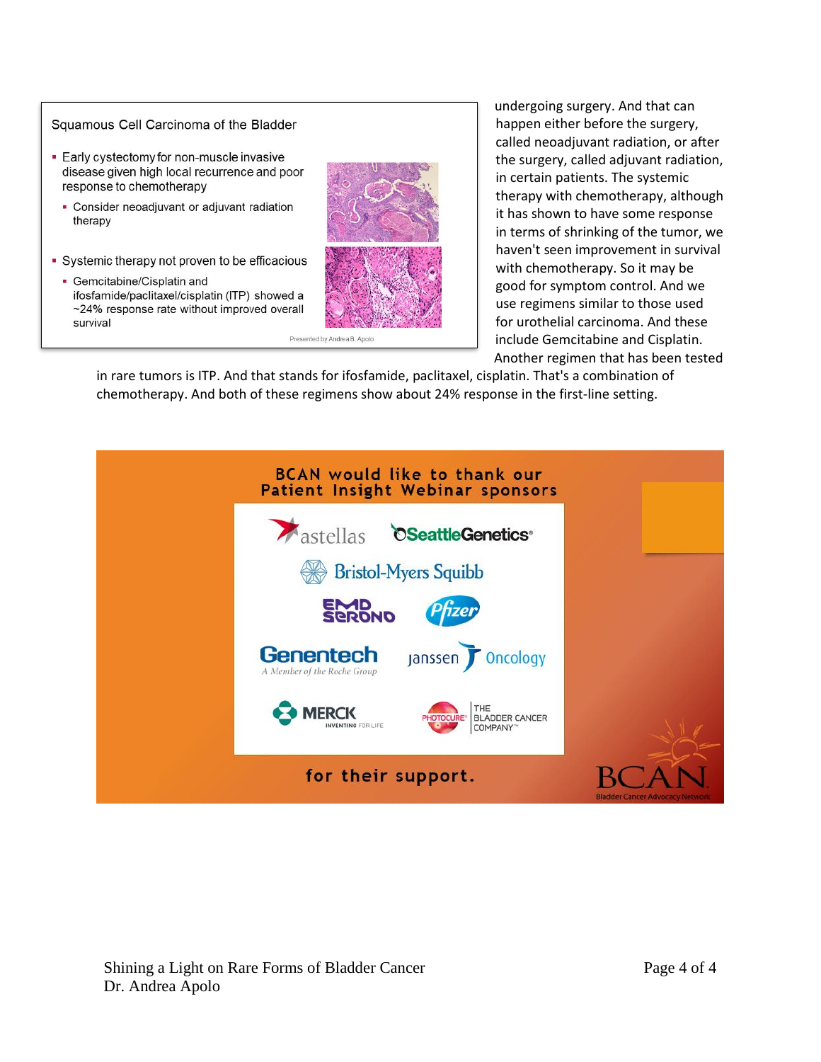Squamous Cell Carcinoma of the Bladder

- Early cystectomy for non-muscle invasive disease given high local recurrence and poor response to chemotherapy
  - Consider neoadjuvant or adjuvant radiation therapy
- Systemic therapy not proven to be efficacious
  - Gemcitabine/Cisplatin and ifosfamide/paclitaxel/cisplatin (ITP) showed a ~24% response rate without improved overall survival

Presented by Andrea B. Apolo

undergoing surgery. And that can happen either before the surgery, called neoadjuvant radiation, or after the surgery, called adjuvant radiation, in certain patients. The systemic therapy with chemotherapy, although it has shown to have some response in terms of shrinking of the tumor, we haven't seen improvement in survival with chemotherapy. So it may be good for symptom control. And we use regimens similar to those used for urothelial carcinoma. And these include Gemcitabine and Cisplatin. Another regimen that has been tested in rare tumors is ITP. And that stands for ifosfamide, paclitaxel, cisplatin. That's a combination of chemotherapy. And both of these regimens show about 24% response in the first-line setting.

BCAN would like to thank our Patient Insight Webinar sponsors

astellas
SeattleGenetics
Bristol-Myers Squibb
EMD SERONO
Pfizer
Genentech A Member of the Roche Group
Janssen Oncology
MERCK INVENTING FOR LIFE
PHOTOCURE THE BLADDER CANCER COMPANY

for their support.

BCAN Bladder Cancer Advocacy Network